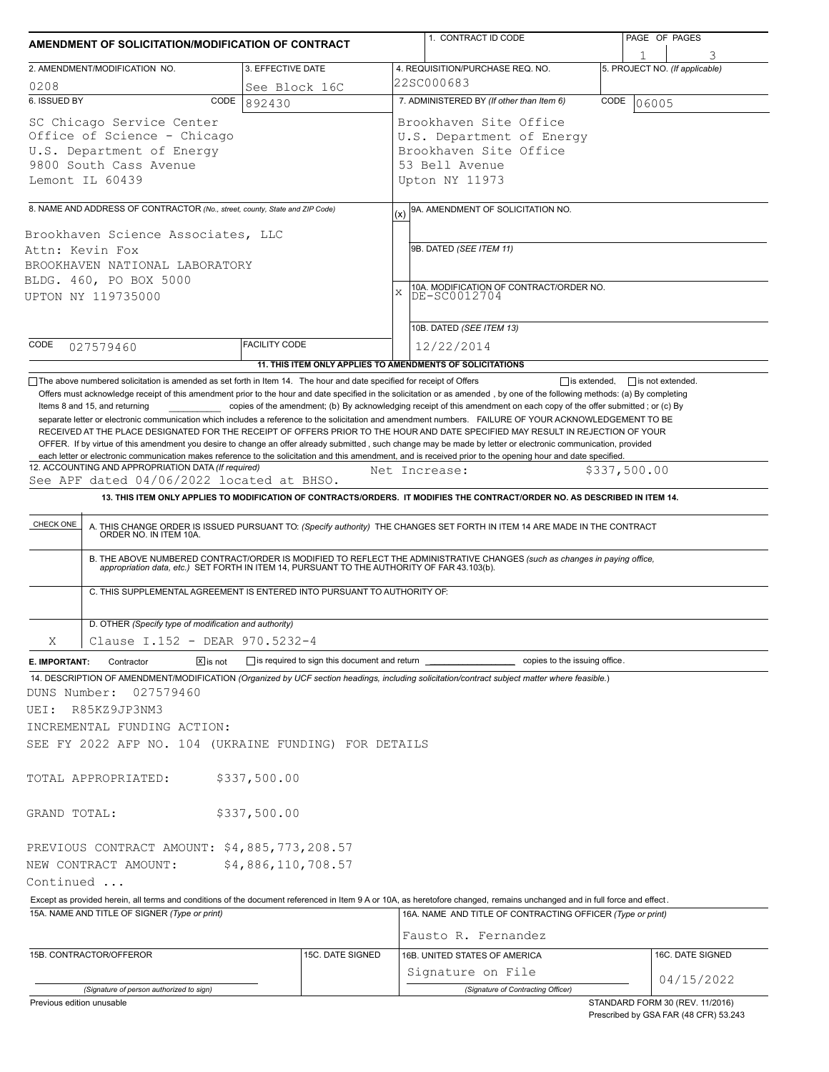# AMENDMENT OF SOLICITATION/MODIFICATION OF CONTRACT

| | |
|---|---|
| 1. CONTRACT ID CODE | |
| PAGE OF PAGES | 1 / 3 |
| 2. AMENDMENT/MODIFICATION NO. | 0208 |
| 3. EFFECTIVE DATE | See Block 16C |
| 4. REQUISITION/PURCHASE REQ. NO. | 22SC000683 |
| 5. PROJECT NO. (If applicable) | |
| 6. ISSUED BY | CODE 892430 |
| 7. ADMINISTERED BY (If other than Item 6) | CODE 06005 |

**6. ISSUED BY** (CODE 892430)

SC Chicago Service Center
Office of Science - Chicago
U.S. Department of Energy
9800 South Cass Avenue
Lemont IL 60439

**7. ADMINISTERED BY** (CODE 06005)

Brookhaven Site Office
U.S. Department of Energy
Brookhaven Site Office
53 Bell Avenue
Upton NY 11973

**8. NAME AND ADDRESS OF CONTRACTOR** (No., street, county, State and ZIP Code)

Brookhaven Science Associates, LLC
Attn: Kevin Fox
BROOKHAVEN NATIONAL LABORATORY
BLDG. 460, PO BOX 5000
UPTON NY 119735000

CODE 027579460 FACILITY CODE

(x) 9A. AMENDMENT OF SOLICITATION NO.

9B. DATED (SEE ITEM 11)

X 10A. MODIFICATION OF CONTRACT/ORDER NO. DE-SC0012704

10B. DATED (SEE ITEM 13) 12/22/2014

**11. THIS ITEM ONLY APPLIES TO AMENDMENTS OF SOLICITATIONS**

☐ The above numbered solicitation is amended as set forth in Item 14. The hour and date specified for receipt of Offers ☐ is extended, ☐ is not extended.

Offers must acknowledge receipt of this amendment prior to the hour and date specified in the solicitation or as amended , by one of the following methods: (a) By completing Items 8 and 15, and returning ________ copies of the amendment; (b) By acknowledging receipt of this amendment on each copy of the offer submitted ; or (c) By separate letter or electronic communication which includes a reference to the solicitation and amendment numbers. FAILURE OF YOUR ACKNOWLEDGEMENT TO BE RECEIVED AT THE PLACE DESIGNATED FOR THE RECEIPT OF OFFERS PRIOR TO THE HOUR AND DATE SPECIFIED MAY RESULT IN REJECTION OF YOUR OFFER. If by virtue of this amendment you desire to change an offer already submitted , such change may be made by letter or electronic communication, provided each letter or electronic communication makes reference to the solicitation and this amendment, and is received prior to the opening hour and date specified.

**12. ACCOUNTING AND APPROPRIATION DATA** (If required)
See APF dated 04/06/2022 located at BHSO. Net Increase: $337,500.00

**13. THIS ITEM ONLY APPLIES TO MODIFICATION OF CONTRACTS/ORDERS. IT MODIFIES THE CONTRACT/ORDER NO. AS DESCRIBED IN ITEM 14.**

| CHECK ONE | |
|---|---|
| | A. THIS CHANGE ORDER IS ISSUED PURSUANT TO: (Specify authority) THE CHANGES SET FORTH IN ITEM 14 ARE MADE IN THE CONTRACT ORDER NO. IN ITEM 10A. |
| | B. THE ABOVE NUMBERED CONTRACT/ORDER IS MODIFIED TO REFLECT THE ADMINISTRATIVE CHANGES (such as changes in paying office, appropriation data, etc.) SET FORTH IN ITEM 14, PURSUANT TO THE AUTHORITY OF FAR 43.103(b). |
| | C. THIS SUPPLEMENTAL AGREEMENT IS ENTERED INTO PURSUANT TO AUTHORITY OF: |
| X | D. OTHER (Specify type of modification and authority) Clause I.152 - DEAR 970.5232-4 |

**E. IMPORTANT:** Contractor ☒ is not ☐ is required to sign this document and return ________ copies to the issuing office.

**14. DESCRIPTION OF AMENDMENT/MODIFICATION** (Organized by UCF section headings, including solicitation/contract subject matter where feasible.)

DUNS Number: 027579460
UEI: R85KZ9JP3NM3
INCREMENTAL FUNDING ACTION:
SEE FY 2022 AFP NO. 104 (UKRAINE FUNDING) FOR DETAILS

TOTAL APPROPRIATED: $337,500.00

GRAND TOTAL: $337,500.00

PREVIOUS CONTRACT AMOUNT: $4,885,773,208.57
NEW CONTRACT AMOUNT: $4,886,110,708.57
Continued ...

Except as provided herein, all terms and conditions of the document referenced in Item 9 A or 10A, as heretofore changed, remains unchanged and in full force and effect.

| 15A. NAME AND TITLE OF SIGNER (Type or print) | | 16A. NAME AND TITLE OF CONTRACTING OFFICER (Type or print) | |
|---|---|---|---|
| | | Fausto R. Fernandez | |
| 15B. CONTRACTOR/OFFEROR | 15C. DATE SIGNED | 16B. UNITED STATES OF AMERICA | 16C. DATE SIGNED |
| (Signature of person authorized to sign) | | Signature on File (Signature of Contracting Officer) | 04/15/2022 |

Previous edition unusable

STANDARD FORM 30 (REV. 11/2016)
Prescribed by GSA FAR (48 CFR) 53.243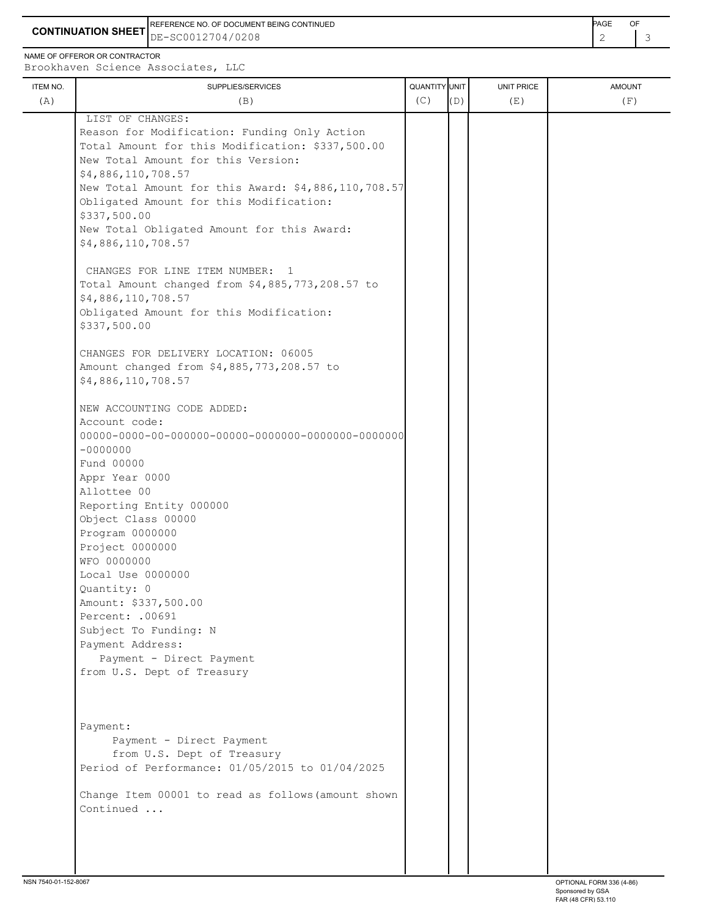**CONTINUATION SHEET**

REFERENCE NO. OF DOCUMENT BEING CONTINUED: DE-SC0012704/0208

NAME OF OFFEROR OR CONTRACTOR: Brookhaven Science Associates, LLC

| ITEM NO. (A) | SUPPLIES/SERVICES (B) | QUANTITY (C) | UNIT (D) | UNIT PRICE (E) | AMOUNT (F) |
|---|---|---|---|---|---|
| | LIST OF CHANGES: | | | | |

LIST OF CHANGES:
Reason for Modification: Funding Only Action
Total Amount for this Modification: $337,500.00
New Total Amount for this Version:
$4,886,110,708.57
New Total Amount for this Award: $4,886,110,708.57
Obligated Amount for this Modification:
$337,500.00
New Total Obligated Amount for this Award:
$4,886,110,708.57

CHANGES FOR LINE ITEM NUMBER: 1
Total Amount changed from $4,885,773,208.57 to
$4,886,110,708.57
Obligated Amount for this Modification:
$337,500.00

CHANGES FOR DELIVERY LOCATION: 06005
Amount changed from $4,885,773,208.57 to
$4,886,110,708.57

NEW ACCOUNTING CODE ADDED:
Account code:
00000-0000-00-000000-00000-0000000-0000000-0000000
-0000000
Fund 00000
Appr Year 0000
Allottee 00
Reporting Entity 000000
Object Class 00000
Program 0000000
Project 0000000
WFO 0000000
Local Use 0000000
Quantity: 0
Amount: $337,500.00
Percent: .00691
Subject To Funding: N
Payment Address:
Payment - Direct Payment
from U.S. Dept of Treasury

Payment:
Payment - Direct Payment
from U.S. Dept of Treasury
Period of Performance: 01/05/2015 to 01/04/2025

Change Item 00001 to read as follows(amount shown
Continued ...

NSN 7540-01-152-8067

OPTIONAL FORM 336 (4-86)
Sponsored by GSA
FAR (48 CFR) 53.110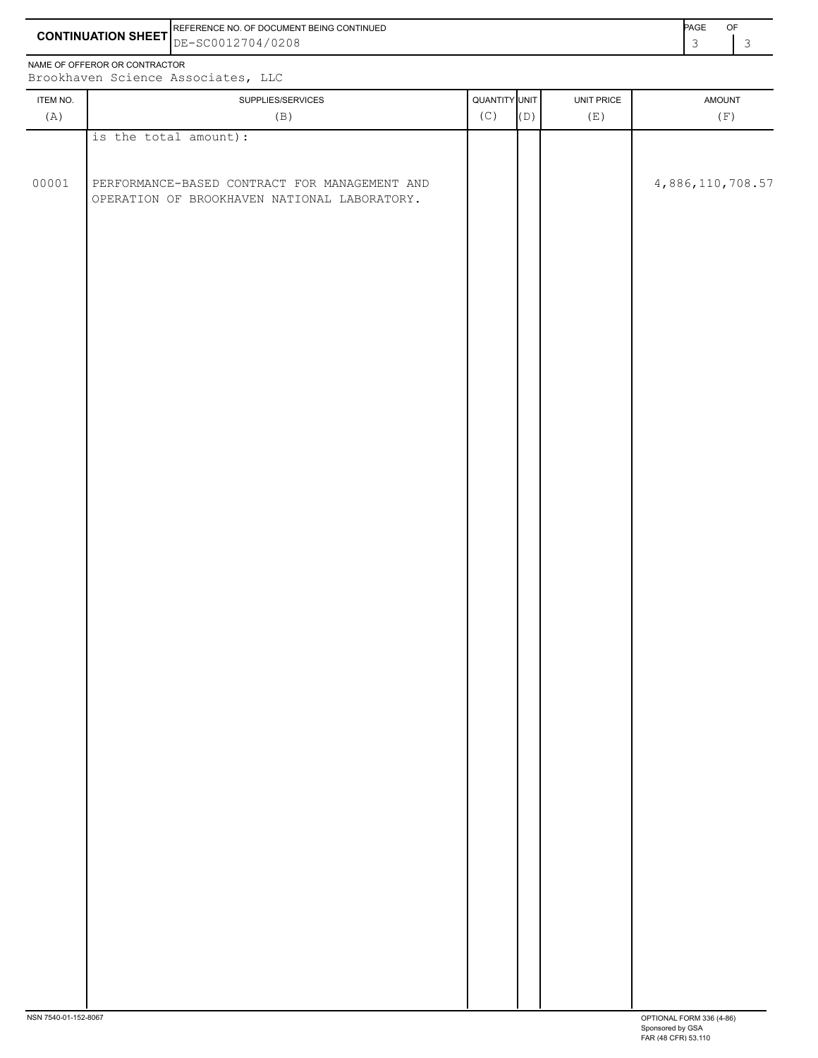**CONTINUATION SHEET**

REFERENCE NO. OF DOCUMENT BEING CONTINUED
DE-SC0012704/0208

NAME OF OFFEROR OR CONTRACTOR
Brookhaven Science Associates, LLC

| ITEM NO. (A) | SUPPLIES/SERVICES (B) | QUANTITY (C) | UNIT (D) | UNIT PRICE (E) | AMOUNT (F) |
|---|---|---|---|---|---|
| | is the total amount): | | | | |
| 00001 | PERFORMANCE-BASED CONTRACT FOR MANAGEMENT AND OPERATION OF BROOKHAVEN NATIONAL LABORATORY. | | | | 4,886,110,708.57 |

NSN 7540-01-152-8067

OPTIONAL FORM 336 (4-86)
Sponsored by GSA
FAR (48 CFR) 53.110